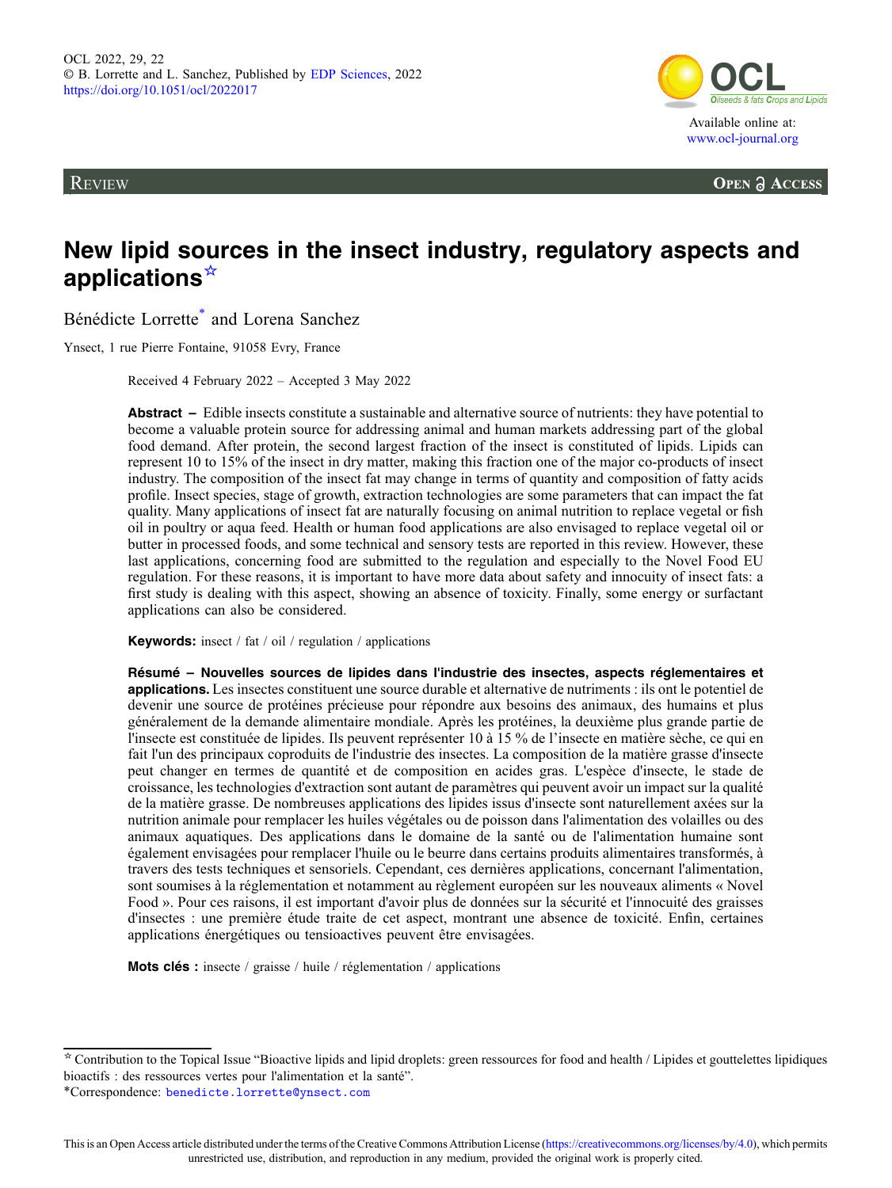OCL 2022, 29, 22
© B. Lorrette and L. Sanchez, Published by EDP Sciences, 2022
https://doi.org/10.1051/ocl/2022017

Available online at:
www.ocl-journal.org

REVIEW

OPEN ACCESS

# New lipid sources in the insect industry, regulatory aspects and applications☆

Bénédicte Lorrette* and Lorena Sanchez

Ynsect, 1 rue Pierre Fontaine, 91058 Evry, France

Received 4 February 2022 – Accepted 3 May 2022

**Abstract –** Edible insects constitute a sustainable and alternative source of nutrients: they have potential to become a valuable protein source for addressing animal and human markets addressing part of the global food demand. After protein, the second largest fraction of the insect is constituted of lipids. Lipids can represent 10 to 15% of the insect in dry matter, making this fraction one of the major co-products of insect industry. The composition of the insect fat may change in terms of quantity and composition of fatty acids profile. Insect species, stage of growth, extraction technologies are some parameters that can impact the fat quality. Many applications of insect fat are naturally focusing on animal nutrition to replace vegetal or fish oil in poultry or aqua feed. Health or human food applications are also envisaged to replace vegetal oil or butter in processed foods, and some technical and sensory tests are reported in this review. However, these last applications, concerning food are submitted to the regulation and especially to the Novel Food EU regulation. For these reasons, it is important to have more data about safety and innocuity of insect fats: a first study is dealing with this aspect, showing an absence of toxicity. Finally, some energy or surfactant applications can also be considered.

**Keywords:** insect / fat / oil / regulation / applications

**Résumé – Nouvelles sources de lipides dans l'industrie des insectes, aspects réglementaires et applications.** Les insectes constituent une source durable et alternative de nutriments : ils ont le potentiel de devenir une source de protéines précieuse pour répondre aux besoins des animaux, des humains et plus généralement de la demande alimentaire mondiale. Après les protéines, la deuxième plus grande partie de l'insecte est constituée de lipides. Ils peuvent représenter 10 à 15 % de l'insecte en matière sèche, ce qui en fait l'un des principaux coproduits de l'industrie des insectes. La composition de la matière grasse d'insecte peut changer en termes de quantité et de composition en acides gras. L'espèce d'insecte, le stade de croissance, les technologies d'extraction sont autant de paramètres qui peuvent avoir un impact sur la qualité de la matière grasse. De nombreuses applications des lipides issus d'insecte sont naturellement axées sur la nutrition animale pour remplacer les huiles végétales ou de poisson dans l'alimentation des volailles ou des animaux aquatiques. Des applications dans le domaine de la santé ou de l'alimentation humaine sont également envisagées pour remplacer l'huile ou le beurre dans certains produits alimentaires transformés, à travers des tests techniques et sensoriels. Cependant, ces dernières applications, concernant l'alimentation, sont soumises à la réglementation et notamment au règlement européen sur les nouveaux aliments « Novel Food ». Pour ces raisons, il est important d'avoir plus de données sur la sécurité et l'innocuité des graisses d'insectes : une première étude traite de cet aspect, montrant une absence de toxicité. Enfin, certaines applications énergétiques ou tensioactives peuvent être envisagées.

**Mots clés :** insecte / graisse / huile / réglementation / applications

☆ Contribution to the Topical Issue "Bioactive lipids and lipid droplets: green ressources for food and health / Lipides et gouttelettes lipidiques bioactifs : des ressources vertes pour l'alimentation et la santé".

*Correspondence: benedicte.lorrette@ynsect.com

This is an Open Access article distributed under the terms of the Creative Commons Attribution License (https://creativecommons.org/licenses/by/4.0), which permits unrestricted use, distribution, and reproduction in any medium, provided the original work is properly cited.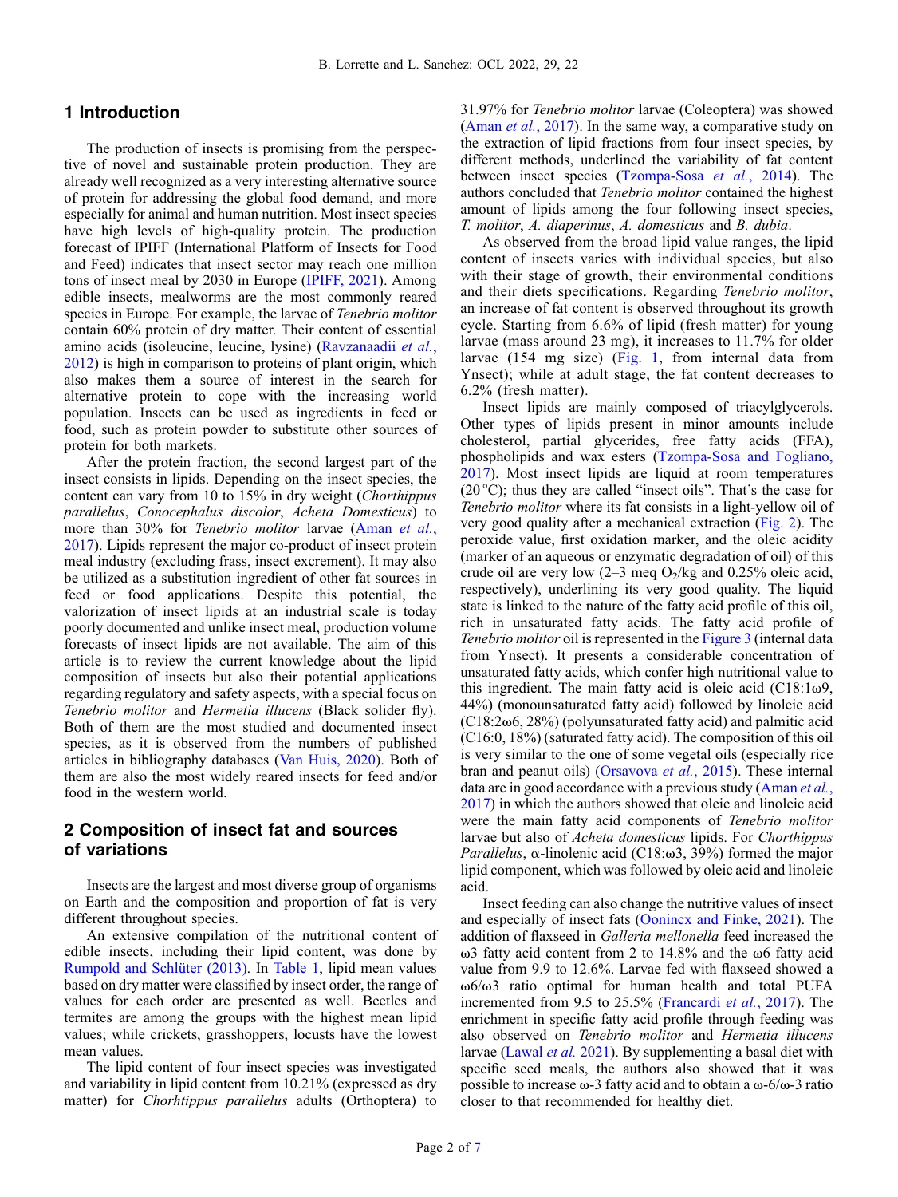## 1 Introduction

The production of insects is promising from the perspective of novel and sustainable protein production. They are already well recognized as a very interesting alternative source of protein for addressing the global food demand, and more especially for animal and human nutrition. Most insect species have high levels of high-quality protein. The production forecast of IPIFF (International Platform of Insects for Food and Feed) indicates that insect sector may reach one million tons of insect meal by 2030 in Europe (IPIFF, 2021). Among edible insects, mealworms are the most commonly reared species in Europe. For example, the larvae of *Tenebrio molitor* contain 60% protein of dry matter. Their content of essential amino acids (isoleucine, leucine, lysine) (Ravzanaadii *et al.*, 2012) is high in comparison to proteins of plant origin, which also makes them a source of interest in the search for alternative protein to cope with the increasing world population. Insects can be used as ingredients in feed or food, such as protein powder to substitute other sources of protein for both markets.

After the protein fraction, the second largest part of the insect consists in lipids. Depending on the insect species, the content can vary from 10 to 15% in dry weight (*Chorthippus parallelus*, *Conocephalus discolor*, *Acheta Domesticus*) to more than 30% for *Tenebrio molitor* larvae (Aman *et al.*, 2017). Lipids represent the major co-product of insect protein meal industry (excluding frass, insect excrement). It may also be utilized as a substitution ingredient of other fat sources in feed or food applications. Despite this potential, the valorization of insect lipids at an industrial scale is today poorly documented and unlike insect meal, production volume forecasts of insect lipids are not available. The aim of this article is to review the current knowledge about the lipid composition of insects but also their potential applications regarding regulatory and safety aspects, with a special focus on *Tenebrio molitor* and *Hermetia illucens* (Black solider fly). Both of them are the most studied and documented insect species, as it is observed from the numbers of published articles in bibliography databases (Van Huis, 2020). Both of them are also the most widely reared insects for feed and/or food in the western world.

## 2 Composition of insect fat and sources of variations

Insects are the largest and most diverse group of organisms on Earth and the composition and proportion of fat is very different throughout species.

An extensive compilation of the nutritional content of edible insects, including their lipid content, was done by Rumpold and Schlüter (2013). In Table 1, lipid mean values based on dry matter were classified by insect order, the range of values for each order are presented as well. Beetles and termites are among the groups with the highest mean lipid values; while crickets, grasshoppers, locusts have the lowest mean values.

The lipid content of four insect species was investigated and variability in lipid content from 10.21% (expressed as dry matter) for *Chorhtippus parallelus* adults (Orthoptera) to 31.97% for *Tenebrio molitor* larvae (Coleoptera) was showed (Aman *et al.*, 2017). In the same way, a comparative study on the extraction of lipid fractions from four insect species, by different methods, underlined the variability of fat content between insect species (Tzompa-Sosa *et al.*, 2014). The authors concluded that *Tenebrio molitor* contained the highest amount of lipids among the four following insect species, *T. molitor*, *A. diaperinus*, *A. domesticus* and *B. dubia*.

As observed from the broad lipid value ranges, the lipid content of insects varies with individual species, but also with their stage of growth, their environmental conditions and their diets specifications. Regarding *Tenebrio molitor*, an increase of fat content is observed throughout its growth cycle. Starting from 6.6% of lipid (fresh matter) for young larvae (mass around 23 mg), it increases to 11.7% for older larvae (154 mg size) (Fig. 1, from internal data from Ynsect); while at adult stage, the fat content decreases to 6.2% (fresh matter).

Insect lipids are mainly composed of triacylglycerols. Other types of lipids present in minor amounts include cholesterol, partial glycerides, free fatty acids (FFA), phospholipids and wax esters (Tzompa-Sosa and Fogliano, 2017). Most insect lipids are liquid at room temperatures (20 °C); thus they are called "insect oils". That's the case for *Tenebrio molitor* where its fat consists in a light-yellow oil of very good quality after a mechanical extraction (Fig. 2). The peroxide value, first oxidation marker, and the oleic acidity (marker of an aqueous or enzymatic degradation of oil) of this crude oil are very low (2–3 meq $O_2$/kg and 0.25% oleic acid, respectively), underlining its very good quality. The liquid state is linked to the nature of the fatty acid profile of this oil, rich in unsaturated fatty acids. The fatty acid profile of *Tenebrio molitor* oil is represented in the Figure 3 (internal data from Ynsect). It presents a considerable concentration of unsaturated fatty acids, which confer high nutritional value to this ingredient. The main fatty acid is oleic acid (C18:1ω9, 44%) (monounsaturated fatty acid) followed by linoleic acid (C18:2ω6, 28%) (polyunsaturated fatty acid) and palmitic acid (C16:0, 18%) (saturated fatty acid). The composition of this oil is very similar to the one of some vegetal oils (especially rice bran and peanut oils) (Orsavova *et al.*, 2015). These internal data are in good accordance with a previous study (Aman *et al.*, 2017) in which the authors showed that oleic and linoleic acid were the main fatty acid components of *Tenebrio molitor* larvae but also of *Acheta domesticus* lipids. For *Chorthippus Parallelus*, α-linolenic acid (C18:ω3, 39%) formed the major lipid component, which was followed by oleic acid and linoleic acid.

Insect feeding can also change the nutritive values of insect and especially of insect fats (Oonincx and Finke, 2021). The addition of flaxseed in *Galleria mellonella* feed increased the ω3 fatty acid content from 2 to 14.8% and the ω6 fatty acid value from 9.9 to 12.6%. Larvae fed with flaxseed showed a ω6/ω3 ratio optimal for human health and total PUFA incremented from 9.5 to 25.5% (Francardi *et al.*, 2017). The enrichment in specific fatty acid profile through feeding was also observed on *Tenebrio molitor* and *Hermetia illucens* larvae (Lawal *et al.* 2021). By supplementing a basal diet with specific seed meals, the authors also showed that it was possible to increase ω-3 fatty acid and to obtain a ω-6/ω-3 ratio closer to that recommended for healthy diet.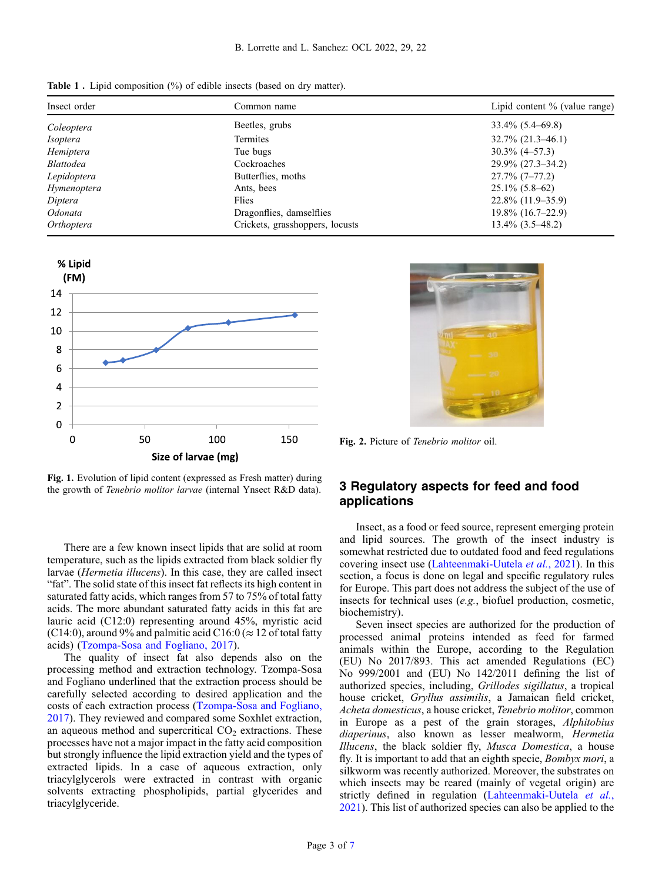**Table 1 .** Lipid composition (%) of edible insects (based on dry matter).

| Insect order | Common name | Lipid content % (value range) |
|---|---|---|
| *Coleoptera* | Beetles, grubs | 33.4% (5.4–69.8) |
| *Isoptera* | Termites | 32.7% (21.3–46.1) |
| *Hemiptera* | Tue bugs | 30.3% (4–57.3) |
| *Blattodea* | Cockroaches | 29.9% (27.3–34.2) |
| *Lepidoptera* | Butterflies, moths | 27.7% (7–77.2) |
| *Hymenoptera* | Ants, bees | 25.1% (5.8–62) |
| *Diptera* | Flies | 22.8% (11.9–35.9) |
| *Odonata* | Dragonflies, damselflies | 19.8% (16.7–22.9) |
| *Orthoptera* | Crickets, grasshoppers, locusts | 13.4% (3.5–48.2) |

**Fig. 1.** Evolution of lipid content (expressed as Fresh matter) during the growth of *Tenebrio molitor larvae* (internal Ynsect R&D data).

**Fig. 2.** Picture of *Tenebrio molitor* oil.

There are a few known insect lipids that are solid at room temperature, such as the lipids extracted from black soldier fly larvae (*Hermetia illucens*). In this case, they are called insect "fat". The solid state of this insect fat reflects its high content in saturated fatty acids, which ranges from 57 to 75% of total fatty acids. The more abundant saturated fatty acids in this fat are lauric acid (C12:0) representing around 45%, myristic acid (C14:0), around 9% and palmitic acid C16:0 (≈ 12 of total fatty acids) (Tzompa-Sosa and Fogliano, 2017).

The quality of insect fat also depends also on the processing method and extraction technology. Tzompa-Sosa and Fogliano underlined that the extraction process should be carefully selected according to desired application and the costs of each extraction process (Tzompa-Sosa and Fogliano, 2017). They reviewed and compared some Soxhlet extraction, an aqueous method and supercritical $CO_2$ extractions. These processes have not a major impact in the fatty acid composition but strongly influence the lipid extraction yield and the types of extracted lipids. In a case of aqueous extraction, only triacylglycerols were extracted in contrast with organic solvents extracting phospholipids, partial glycerides and triacylglyceride.

## 3 Regulatory aspects for feed and food applications

Insect, as a food or feed source, represent emerging protein and lipid sources. The growth of the insect industry is somewhat restricted due to outdated food and feed regulations covering insect use (Lahteenmaki-Uutela *et al.*, 2021). In this section, a focus is done on legal and specific regulatory rules for Europe. This part does not address the subject of the use of insects for technical uses (*e.g.*, biofuel production, cosmetic, biochemistry).

Seven insect species are authorized for the production of processed animal proteins intended as feed for farmed animals within the Europe, according to the Regulation (EU) No 2017/893. This act amended Regulations (EC) No 999/2001 and (EU) No 142/2011 defining the list of authorized species, including, *Grillodes sigillatus*, a tropical house cricket, *Gryllus assimilis*, a Jamaican field cricket, *Acheta domesticus*, a house cricket, *Tenebrio molitor*, common in Europe as a pest of the grain storages, *Alphitobius diaperinus*, also known as lesser mealworm, *Hermetia Illucens*, the black soldier fly, *Musca Domestica*, a house fly. It is important to add that an eighth specie, *Bombyx mori*, a silkworm was recently authorized. Moreover, the substrates on which insects may be reared (mainly of vegetal origin) are strictly defined in regulation (Lahteenmaki-Uutela *et al.*, 2021). This list of authorized species can also be applied to the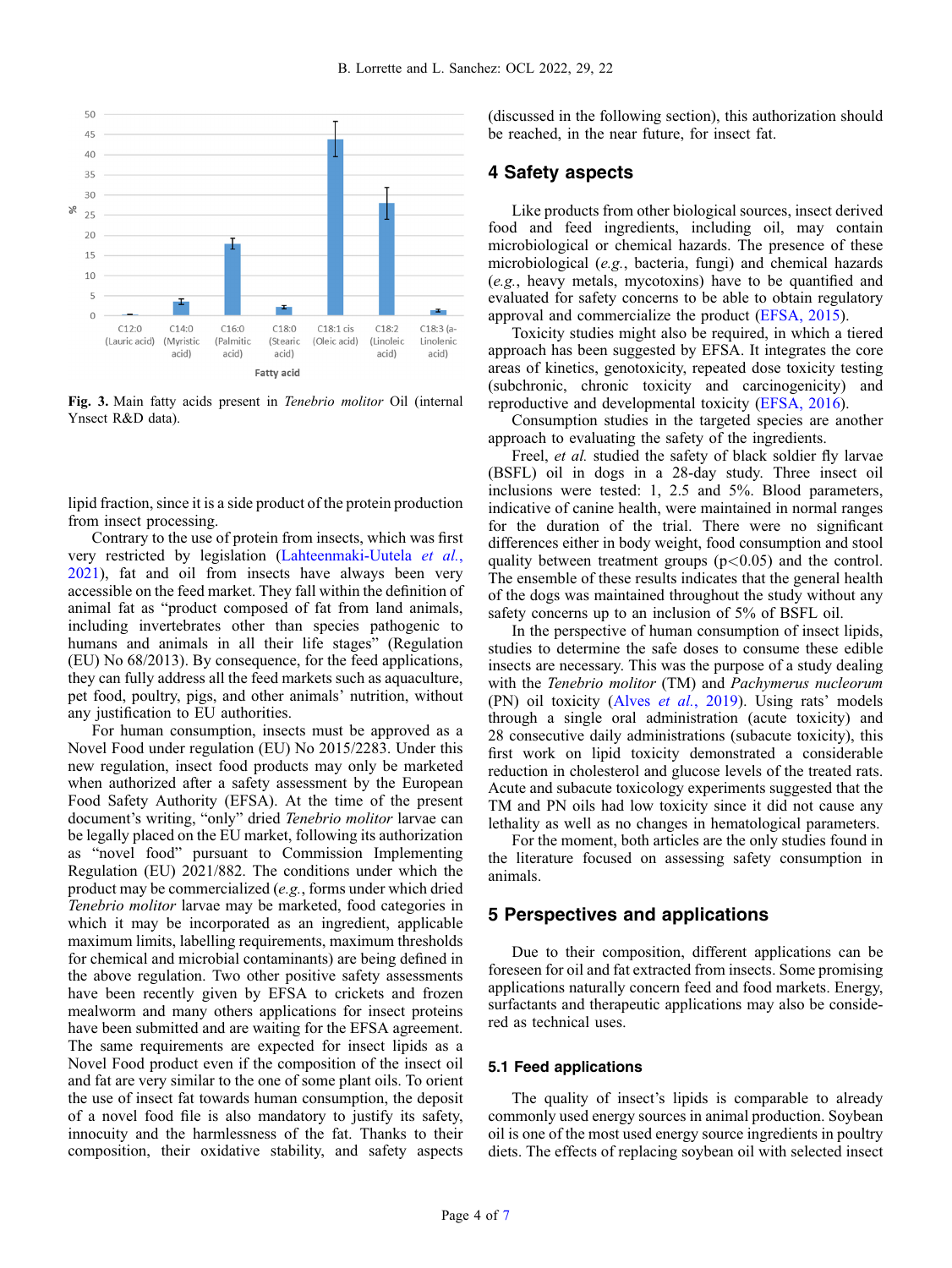Fig. 3. Main fatty acids present in *Tenebrio molitor* Oil (internal Ynsect R&D data).

lipid fraction, since it is a side product of the protein production from insect processing.

Contrary to the use of protein from insects, which was first very restricted by legislation (Lahteenmaki-Uutela *et al.*, 2021), fat and oil from insects have always been very accessible on the feed market. They fall within the definition of animal fat as "product composed of fat from land animals, including invertebrates other than species pathogenic to humans and animals in all their life stages" (Regulation (EU) No 68/2013). By consequence, for the feed applications, they can fully address all the feed markets such as aquaculture, pet food, poultry, pigs, and other animals' nutrition, without any justification to EU authorities.

For human consumption, insects must be approved as a Novel Food under regulation (EU) No 2015/2283. Under this new regulation, insect food products may only be marketed when authorized after a safety assessment by the European Food Safety Authority (EFSA). At the time of the present document's writing, "only" dried *Tenebrio molitor* larvae can be legally placed on the EU market, following its authorization as "novel food" pursuant to Commission Implementing Regulation (EU) 2021/882. The conditions under which the product may be commercialized (*e.g.*, forms under which dried *Tenebrio molitor* larvae may be marketed, food categories in which it may be incorporated as an ingredient, applicable maximum limits, labelling requirements, maximum thresholds for chemical and microbial contaminants) are being defined in the above regulation. Two other positive safety assessments have been recently given by EFSA to crickets and frozen mealworm and many others applications for insect proteins have been submitted and are waiting for the EFSA agreement. The same requirements are expected for insect lipids as a Novel Food product even if the composition of the insect oil and fat are very similar to the one of some plant oils. To orient the use of insect fat towards human consumption, the deposit of a novel food file is also mandatory to justify its safety, innocuity and the harmlessness of the fat. Thanks to their composition, their oxidative stability, and safety aspects (discussed in the following section), this authorization should be reached, in the near future, for insect fat.

## 4 Safety aspects

Like products from other biological sources, insect derived food and feed ingredients, including oil, may contain microbiological or chemical hazards. The presence of these microbiological (*e.g.*, bacteria, fungi) and chemical hazards (*e.g.*, heavy metals, mycotoxins) have to be quantified and evaluated for safety concerns to be able to obtain regulatory approval and commercialize the product (EFSA, 2015).

Toxicity studies might also be required, in which a tiered approach has been suggested by EFSA. It integrates the core areas of kinetics, genotoxicity, repeated dose toxicity testing (subchronic, chronic toxicity and carcinogenicity) and reproductive and developmental toxicity (EFSA, 2016).

Consumption studies in the targeted species are another approach to evaluating the safety of the ingredients.

Freel, *et al.* studied the safety of black soldier fly larvae (BSFL) oil in dogs in a 28-day study. Three insect oil inclusions were tested: 1, 2.5 and 5%. Blood parameters, indicative of canine health, were maintained in normal ranges for the duration of the trial. There were no significant differences either in body weight, food consumption and stool quality between treatment groups ($p<0.05$) and the control. The ensemble of these results indicates that the general health of the dogs was maintained throughout the study without any safety concerns up to an inclusion of 5% of BSFL oil.

In the perspective of human consumption of insect lipids, studies to determine the safe doses to consume these edible insects are necessary. This was the purpose of a study dealing with the *Tenebrio molitor* (TM) and *Pachymerus nucleorum* (PN) oil toxicity (Alves *et al.*, 2019). Using rats' models through a single oral administration (acute toxicity) and 28 consecutive daily administrations (subacute toxicity), this first work on lipid toxicity demonstrated a considerable reduction in cholesterol and glucose levels of the treated rats. Acute and subacute toxicology experiments suggested that the TM and PN oils had low toxicity since it did not cause any lethality as well as no changes in hematological parameters.

For the moment, both articles are the only studies found in the literature focused on assessing safety consumption in animals.

## 5 Perspectives and applications

Due to their composition, different applications can be foreseen for oil and fat extracted from insects. Some promising applications naturally concern feed and food markets. Energy, surfactants and therapeutic applications may also be considered as technical uses.

### 5.1 Feed applications

The quality of insect's lipids is comparable to already commonly used energy sources in animal production. Soybean oil is one of the most used energy source ingredients in poultry diets. The effects of replacing soybean oil with selected insect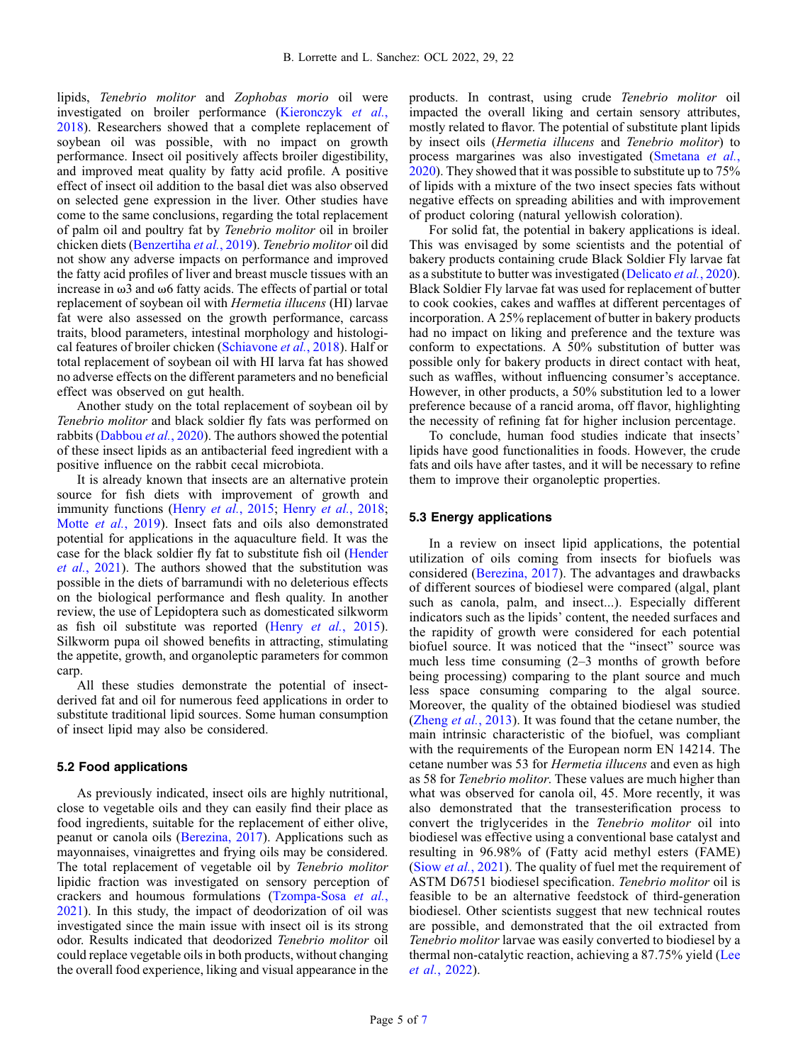lipids, *Tenebrio molitor* and *Zophobas morio* oil were investigated on broiler performance (Kieronczyk *et al.*, 2018). Researchers showed that a complete replacement of soybean oil was possible, with no impact on growth performance. Insect oil positively affects broiler digestibility, and improved meat quality by fatty acid profile. A positive effect of insect oil addition to the basal diet was also observed on selected gene expression in the liver. Other studies have come to the same conclusions, regarding the total replacement of palm oil and poultry fat by *Tenebrio molitor* oil in broiler chicken diets (Benzertiha *et al.*, 2019). *Tenebrio molitor* oil did not show any adverse impacts on performance and improved the fatty acid profiles of liver and breast muscle tissues with an increase in ω3 and ω6 fatty acids. The effects of partial or total replacement of soybean oil with *Hermetia illucens* (HI) larvae fat were also assessed on the growth performance, carcass traits, blood parameters, intestinal morphology and histological features of broiler chicken (Schiavone *et al.*, 2018). Half or total replacement of soybean oil with HI larva fat has showed no adverse effects on the different parameters and no beneficial effect was observed on gut health.

Another study on the total replacement of soybean oil by *Tenebrio molitor* and black soldier fly fats was performed on rabbits (Dabbou *et al.*, 2020). The authors showed the potential of these insect lipids as an antibacterial feed ingredient with a positive influence on the rabbit cecal microbiota.

It is already known that insects are an alternative protein source for fish diets with improvement of growth and immunity functions (Henry *et al.*, 2015; Henry *et al.*, 2018; Motte *et al.*, 2019). Insect fats and oils also demonstrated potential for applications in the aquaculture field. It was the case for the black soldier fly fat to substitute fish oil (Hender *et al.*, 2021). The authors showed that the substitution was possible in the diets of barramundi with no deleterious effects on the biological performance and flesh quality. In another review, the use of Lepidoptera such as domesticated silkworm as fish oil substitute was reported (Henry *et al.*, 2015). Silkworm pupa oil showed benefits in attracting, stimulating the appetite, growth, and organoleptic parameters for common carp.

All these studies demonstrate the potential of insect-derived fat and oil for numerous feed applications in order to substitute traditional lipid sources. Some human consumption of insect lipid may also be considered.

### 5.2 Food applications

As previously indicated, insect oils are highly nutritional, close to vegetable oils and they can easily find their place as food ingredients, suitable for the replacement of either olive, peanut or canola oils (Berezina, 2017). Applications such as mayonnaises, vinaigrettes and frying oils may be considered. The total replacement of vegetable oil by *Tenebrio molitor* lipidic fraction was investigated on sensory perception of crackers and houmous formulations (Tzompa-Sosa *et al.*, 2021). In this study, the impact of deodorization of oil was investigated since the main issue with insect oil is its strong odor. Results indicated that deodorized *Tenebrio molitor* oil could replace vegetable oils in both products, without changing the overall food experience, liking and visual appearance in the products. In contrast, using crude *Tenebrio molitor* oil impacted the overall liking and certain sensory attributes, mostly related to flavor. The potential of substitute plant lipids by insect oils (*Hermetia illucens* and *Tenebrio molitor*) to process margarines was also investigated (Smetana *et al.*, 2020). They showed that it was possible to substitute up to 75% of lipids with a mixture of the two insect species fats without negative effects on spreading abilities and with improvement of product coloring (natural yellowish coloration).

For solid fat, the potential in bakery applications is ideal. This was envisaged by some scientists and the potential of bakery products containing crude Black Soldier Fly larvae fat as a substitute to butter was investigated (Delicato *et al.*, 2020). Black Soldier Fly larvae fat was used for replacement of butter to cook cookies, cakes and waffles at different percentages of incorporation. A 25% replacement of butter in bakery products had no impact on liking and preference and the texture was conform to expectations. A 50% substitution of butter was possible only for bakery products in direct contact with heat, such as waffles, without influencing consumer's acceptance. However, in other products, a 50% substitution led to a lower preference because of a rancid aroma, off flavor, highlighting the necessity of refining fat for higher inclusion percentage.

To conclude, human food studies indicate that insects' lipids have good functionalities in foods. However, the crude fats and oils have after tastes, and it will be necessary to refine them to improve their organoleptic properties.

### 5.3 Energy applications

In a review on insect lipid applications, the potential utilization of oils coming from insects for biofuels was considered (Berezina, 2017). The advantages and drawbacks of different sources of biodiesel were compared (algal, plant such as canola, palm, and insect...). Especially different indicators such as the lipids' content, the needed surfaces and the rapidity of growth were considered for each potential biofuel source. It was noticed that the "insect" source was much less time consuming (2–3 months of growth before being processing) comparing to the plant source and much less space consuming comparing to the algal source. Moreover, the quality of the obtained biodiesel was studied (Zheng *et al.*, 2013). It was found that the cetane number, the main intrinsic characteristic of the biofuel, was compliant with the requirements of the European norm EN 14214. The cetane number was 53 for *Hermetia illucens* and even as high as 58 for *Tenebrio molitor*. These values are much higher than what was observed for canola oil, 45. More recently, it was also demonstrated that the transesterification process to convert the triglycerides in the *Tenebrio molitor* oil into biodiesel was effective using a conventional base catalyst and resulting in 96.98% of (Fatty acid methyl esters (FAME) (Siow *et al.*, 2021). The quality of fuel met the requirement of ASTM D6751 biodiesel specification. *Tenebrio molitor* oil is feasible to be an alternative feedstock of third-generation biodiesel. Other scientists suggest that new technical routes are possible, and demonstrated that the oil extracted from *Tenebrio molitor* larvae was easily converted to biodiesel by a thermal non-catalytic reaction, achieving a 87.75% yield (Lee *et al.*, 2022).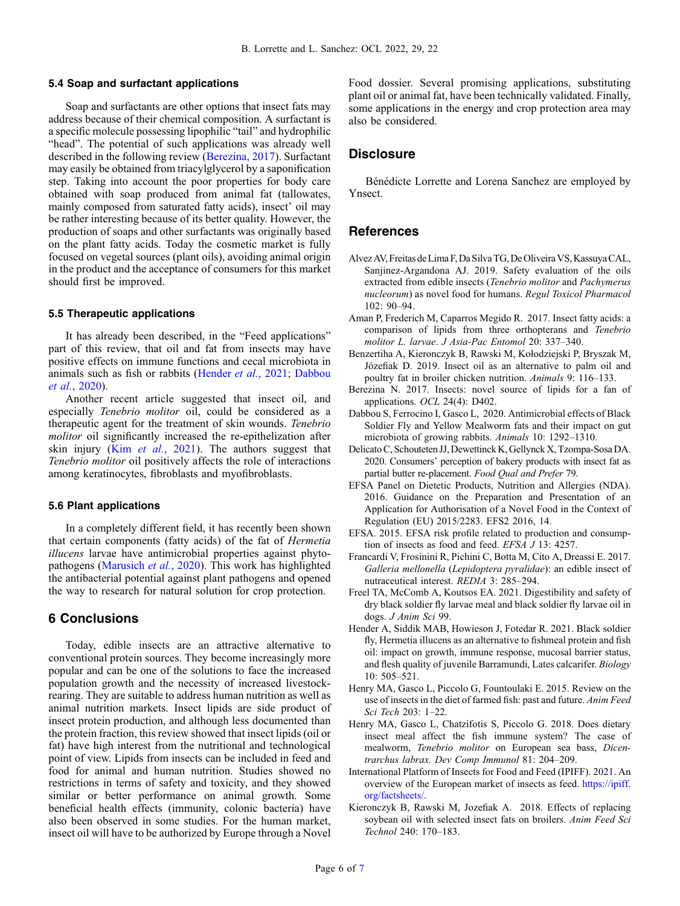### 5.4 Soap and surfactant applications

Soap and surfactants are other options that insect fats may address because of their chemical composition. A surfactant is a specific molecule possessing lipophilic "tail" and hydrophilic "head". The potential of such applications was already well described in the following review (Berezina, 2017). Surfactant may easily be obtained from triacylglycerol by a saponification step. Taking into account the poor properties for body care obtained with soap produced from animal fat (tallowates, mainly composed from saturated fatty acids), insect' oil may be rather interesting because of its better quality. However, the production of soaps and other surfactants was originally based on the plant fatty acids. Today the cosmetic market is fully focused on vegetal sources (plant oils), avoiding animal origin in the product and the acceptance of consumers for this market should first be improved.

### 5.5 Therapeutic applications

It has already been described, in the "Feed applications" part of this review, that oil and fat from insects may have positive effects on immune functions and cecal microbiota in animals such as fish or rabbits (Hender *et al.*, 2021; Dabbou *et al.*, 2020).

Another recent article suggested that insect oil, and especially *Tenebrio molitor* oil, could be considered as a therapeutic agent for the treatment of skin wounds. *Tenebrio molitor* oil significantly increased the re-epithelization after skin injury (Kim *et al.*, 2021). The authors suggest that *Tenebrio molitor* oil positively affects the role of interactions among keratinocytes, fibroblasts and myofibroblasts.

### 5.6 Plant applications

In a completely different field, it has recently been shown that certain components (fatty acids) of the fat of *Hermetia illucens* larvae have antimicrobial properties against phytopathogens (Marusich *et al.*, 2020). This work has highlighted the antibacterial potential against plant pathogens and opened the way to research for natural solution for crop protection.

## 6 Conclusions

Today, edible insects are an attractive alternative to conventional protein sources. They become increasingly more popular and can be one of the solutions to face the increased population growth and the necessity of increased livestock-rearing. They are suitable to address human nutrition as well as animal nutrition markets. Insect lipids are side product of insect protein production, and although less documented than the protein fraction, this review showed that insect lipids (oil or fat) have high interest from the nutritional and technological point of view. Lipids from insects can be included in feed and food for animal and human nutrition. Studies showed no restrictions in terms of safety and toxicity, and they showed similar or better performance on animal growth. Some beneficial health effects (immunity, colonic bacteria) have also been observed in some studies. For the human market, insect oil will have to be authorized by Europe through a Novel Food dossier. Several promising applications, substituting plant oil or animal fat, have been technically validated. Finally, some applications in the energy and crop protection area may also be considered.

## Disclosure

Bénédicte Lorrette and Lorena Sanchez are employed by Ynsect.

## References

Alvez AV, Freitas de Lima F, Da Silva TG, De Oliveira VS, Kassuya CAL, Sanjinez-Argandona AJ. 2019. Safety evaluation of the oils extracted from edible insects (*Tenebrio molitor* and *Pachymerus nucleorum*) as novel food for humans. *Regul Toxicol Pharmacol* 102: 90–94.

Aman P, Frederich M, Caparros Megido R. 2017. Insect fatty acids: a comparison of lipids from three orthopterans and *Tenebrio molitor L. larvae*. *J Asia-Pac Entomol* 20: 337–340.

Benzertiha A, Kieronczyk B, Rawski M, Kołodziejski P, Bryszak M, Józefiak D. 2019. Insect oil as an alternative to palm oil and poultry fat in broiler chicken nutrition. *Animals* 9: 116–133.

Berezina N. 2017. Insects: novel source of lipids for a fan of applications. *OCL* 24(4): D402.

Dabbou S, Ferrocino I, Gasco L, 2020. Antimicrobial effects of Black Soldier Fly and Yellow Mealworm fats and their impact on gut microbiota of growing rabbits. *Animals* 10: 1292–1310.

Delicato C, Schouteten JJ, Dewettinck K, Gellynck X, Tzompa-Sosa DA. 2020. Consumers' perception of bakery products with insect fat as partial butter re-placement. *Food Qual and Prefer* 79.

EFSA Panel on Dietetic Products, Nutrition and Allergies (NDA). 2016. Guidance on the Preparation and Presentation of an Application for Authorisation of a Novel Food in the Context of Regulation (EU) 2015/2283. EFS2 2016, 14.

EFSA. 2015. EFSA risk profile related to production and consumption of insects as food and feed. *EFSA J* 13: 4257.

Francardi V, Frosinini R, Pichini C, Botta M, Cito A, Dreassi E. 2017. *Galleria mellonella* (*Lepidoptera pyralidae*): an edible insect of nutraceutical interest. *REDIA* 3: 285–294.

Freel TA, McComb A, Koutsos EA. 2021. Digestibility and safety of dry black soldier fly larvae meal and black soldier fly larvae oil in dogs. *J Anim Sci* 99.

Hender A, Siddik MAB, Howieson J, Fotedar R. 2021. Black soldier fly, Hermetia illucens as an alternative to fishmeal protein and fish oil: impact on growth, immune response, mucosal barrier status, and flesh quality of juvenile Barramundi, Lates calcarifer. *Biology* 10: 505–521.

Henry MA, Gasco L, Piccolo G, Fountoulaki E. 2015. Review on the use of insects in the diet of farmed fish: past and future. *Anim Feed Sci Tech* 203: 1–22.

Henry MA, Gasco L, Chatzifotis S, Piccolo G. 2018. Does dietary insect meal affect the fish immune system? The case of mealworm, *Tenebrio molitor* on European sea bass, *Dicentrarchus labrax*. *Dev Comp Immunol* 81: 204–209.

International Platform of Insects for Food and Feed (IPIFF). 2021. An overview of the European market of insects as feed. https://ipiff.org/factsheets/.

Kieronczyk B, Rawski M, Jozefiak A. 2018. Effects of replacing soybean oil with selected insect fats on broilers. *Anim Feed Sci Technol* 240: 170–183.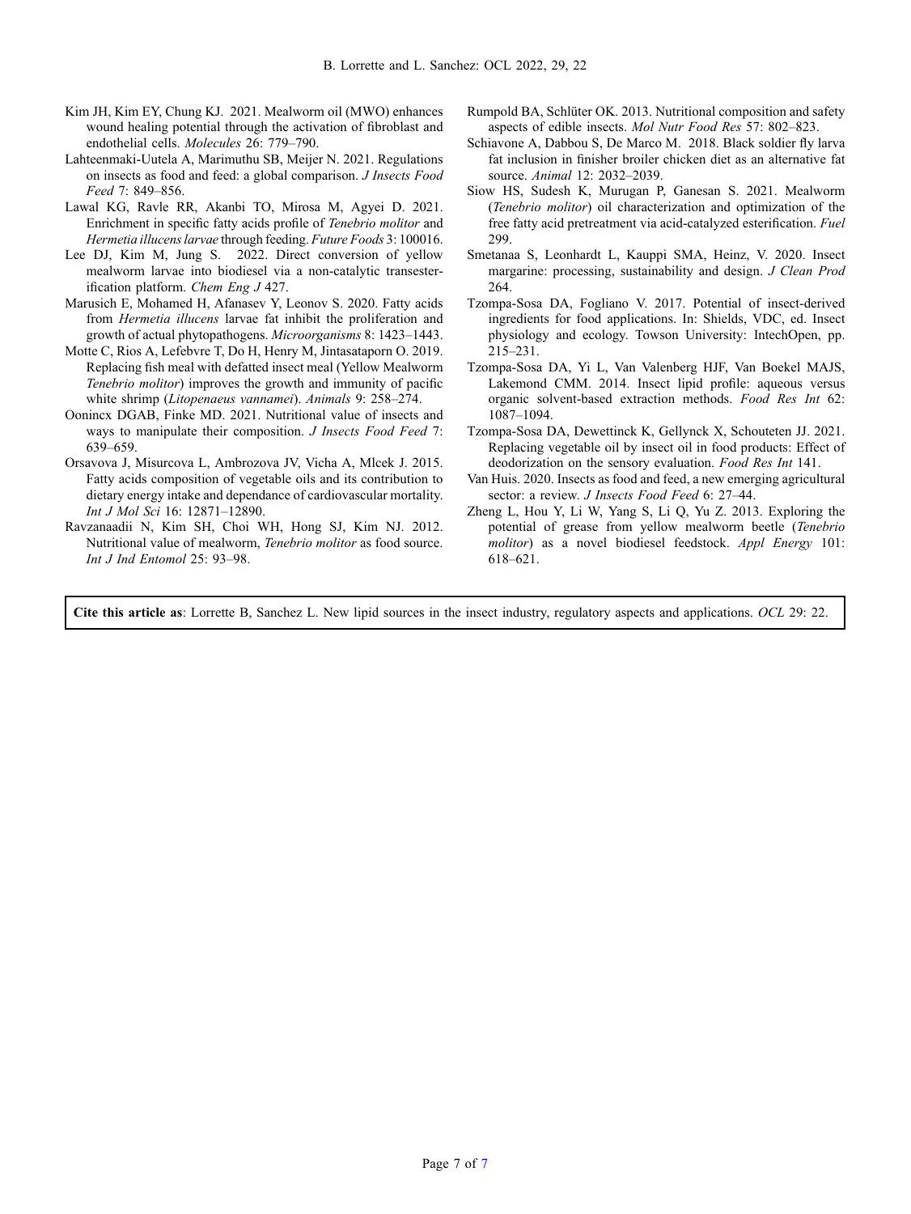Kim JH, Kim EY, Chung KJ. 2021. Mealworm oil (MWO) enhances wound healing potential through the activation of fibroblast and endothelial cells. *Molecules* 26: 779–790.

Lahteenmaki-Uutela A, Marimuthu SB, Meijer N. 2021. Regulations on insects as food and feed: a global comparison. *J Insects Food Feed* 7: 849–856.

Lawal KG, Ravle RR, Akanbi TO, Mirosa M, Agyei D. 2021. Enrichment in specific fatty acids profile of *Tenebrio molitor* and *Hermetia illucens larvae* through feeding. *Future Foods* 3: 100016.

Lee DJ, Kim M, Jung S. 2022. Direct conversion of yellow mealworm larvae into biodiesel via a non-catalytic transesterification platform. *Chem Eng J* 427.

Marusich E, Mohamed H, Afanasev Y, Leonov S. 2020. Fatty acids from *Hermetia illucens* larvae fat inhibit the proliferation and growth of actual phytopathogens. *Microorganisms* 8: 1423–1443.

Motte C, Rios A, Lefebvre T, Do H, Henry M, Jintasataporn O. 2019. Replacing fish meal with defatted insect meal (Yellow Mealworm *Tenebrio molitor*) improves the growth and immunity of pacific white shrimp (*Litopenaeus vannamei*). *Animals* 9: 258–274.

Oonincx DGAB, Finke MD. 2021. Nutritional value of insects and ways to manipulate their composition. *J Insects Food Feed* 7: 639–659.

Orsavova J, Misurcova L, Ambrozova JV, Vicha A, Mlcek J. 2015. Fatty acids composition of vegetable oils and its contribution to dietary energy intake and dependance of cardiovascular mortality. *Int J Mol Sci* 16: 12871–12890.

Ravzanaadii N, Kim SH, Choi WH, Hong SJ, Kim NJ. 2012. Nutritional value of mealworm, *Tenebrio molitor* as food source. *Int J Ind Entomol* 25: 93–98.

Rumpold BA, Schlüter OK. 2013. Nutritional composition and safety aspects of edible insects. *Mol Nutr Food Res* 57: 802–823.

Schiavone A, Dabbou S, De Marco M. 2018. Black soldier fly larva fat inclusion in finisher broiler chicken diet as an alternative fat source. *Animal* 12: 2032–2039.

Siow HS, Sudesh K, Murugan P, Ganesan S. 2021. Mealworm (*Tenebrio molitor*) oil characterization and optimization of the free fatty acid pretreatment via acid-catalyzed esterification. *Fuel* 299.

Smetanaa S, Leonhardt L, Kauppi SMA, Heinz, V. 2020. Insect margarine: processing, sustainability and design. *J Clean Prod* 264.

Tzompa-Sosa DA, Fogliano V. 2017. Potential of insect-derived ingredients for food applications. In: Shields, VDC, ed. Insect physiology and ecology. Towson University: IntechOpen, pp. 215–231.

Tzompa-Sosa DA, Yi L, Van Valenberg HJF, Van Boekel MAJS, Lakemond CMM. 2014. Insect lipid profile: aqueous versus organic solvent-based extraction methods. *Food Res Int* 62: 1087–1094.

Tzompa-Sosa DA, Dewettinck K, Gellynck X, Schouteten JJ. 2021. Replacing vegetable oil by insect oil in food products: Effect of deodorization on the sensory evaluation. *Food Res Int* 141.

Van Huis. 2020. Insects as food and feed, a new emerging agricultural sector: a review. *J Insects Food Feed* 6: 27–44.

Zheng L, Hou Y, Li W, Yang S, Li Q, Yu Z. 2013. Exploring the potential of grease from yellow mealworm beetle (*Tenebrio molitor*) as a novel biodiesel feedstock. *Appl Energy* 101: 618–621.

**Cite this article as**: Lorrette B, Sanchez L. New lipid sources in the insect industry, regulatory aspects and applications. *OCL* 29: 22.